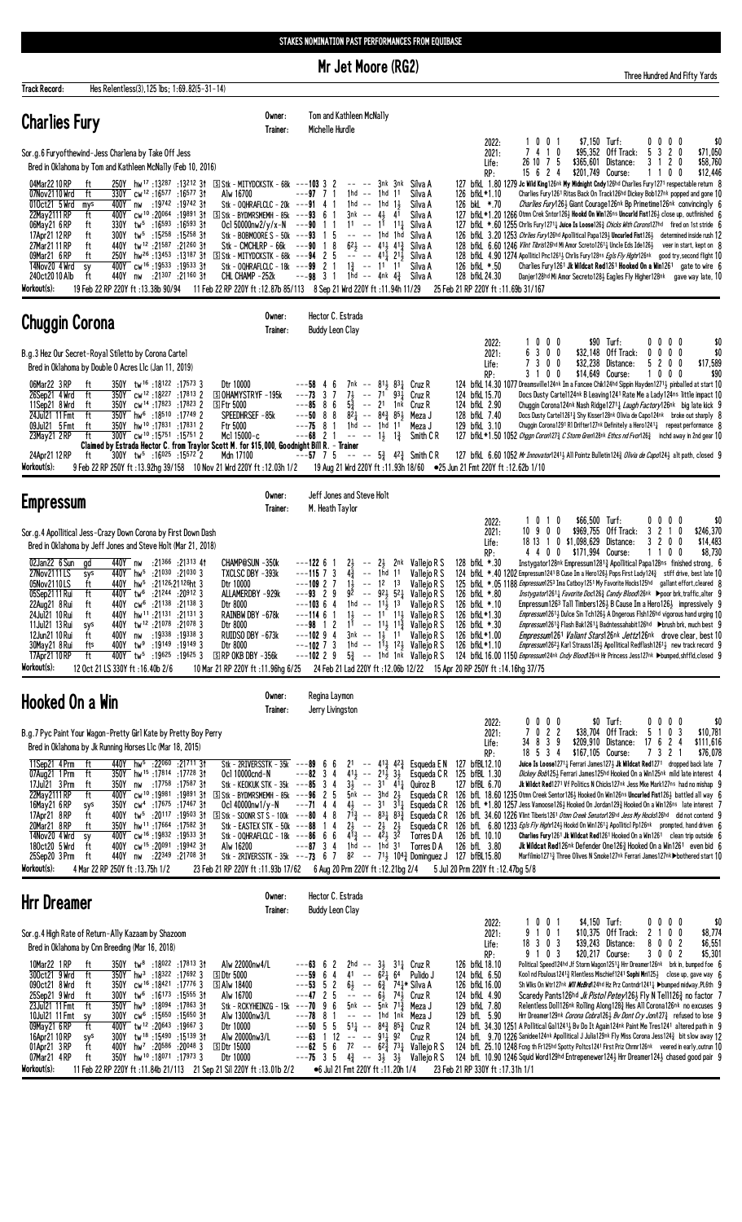STAKES NOMINATION PAST PERFORMANCES FROM EQUIBASE

# Mr Jet Moore (RG2)

Three Hundred And Fifty Yards

**Track Record:** Hes Relentless(3),125 lbs; 1:69.82(5-31-14)

## Charlies Fury

Owner: Tom and Kathleen McNally
Trainer: Michelle Hurdle

Sor.g.4 Furyofthewind-Jess Charlena by Take Off Jess
Bred in Oklahoma by Tom and Kathleen McNally (Feb 10, 2016)

| | | | | | | | |
|---|---|---|---|---|---|---|---|
| 2022: | 1 0 0 1 | $7,150 | Turf: | 0 0 0 0 | $0 |
| 2021: | 7 4 1 0 | $95,352 | Off Track: | 5 3 2 0 | $71,050 |
| Life: | 26 10 7 5 | $365,601 | Distance: | 3 1 2 0 | $58,760 |
| RP: | 15 6 2 4 | $201,749 | Course: | 1 1 0 0 | $12,446 |

04Mar22 10RP ft 250Y hw17 :13287 :13212 3t [S] Stk - MITYDCKSTK - 68k ---103 3 2 -- -- 3nk 3nk Silva A 127 bfkL 1.80 1279 Jc Wild King126nk My Midnight Cndy126hd Charlies Fury1271 respectable return 8
07Nov21 10 Wrd ft 330Y cw12 :16577 :16577 3t Alw 16700 ---97 7 1 1hd -- 1hd 11 Silva A 126 bfkL*1.10 Charlies Fury1261 Ritas Back On Track126hd Dickey Bob127nk popped and gone 10
01Oct21 5 Wrd mys 400Y nw :19742 :19742 3t Stk - OQHRAFLCLC - 20k ---91 4 1 1hd -- 1hd 1½ Silva A 126 bkL *.70 Charlies Fury126½ Giant Courage126nk Bp Primetime126nk convincingly 6
22May21 11 RP ft 400Y cw10 :20064 :19891 3t [S] Stk - BYDMRSMEMH - 85k ---93 6 1 3nk -- 4½ 4¹ Silva A 127 bfkL*1.20 1266 Otmn Crek Sntor126½ Hookd On Win126ns Uncurld Fist126½ close up, outfinished 6
06May21 6 RP ft 330Y tw5 :16593 :16593 3t Ocl 5000nw2/y-N ---90 1 1 1¹ -- 1¹ 1½ Silva A 127 bfkL *.60 1255 Chrlis Fury1271½ Juice Is Loose126½ Chicks With Corona127hd fired on 1st stride 6
17Apr21 12 RP ft 300Y tw5 :15258 :15258 3t Stk - BOBMOORE S - 50k ---93 1 5 -- -- 1hd 1hd Silva A 126 bfkL 3.20 1253 Chrlies Fury126hd Apollitical Papa129½ Uncurled Fist126½ determined inside rush 12
27Mar21 11 RP ft 440Y tw12 :21587 :21260 3t Stk - CMCHLRP - 66k ---90 1 8 6²½ -- 4¹½ 4¹¾ Silva A 128 bfkL 6.60 1246 Vlnt Tbrist126hd Ml Amor Secreto126½ Uncle Eds Ide126½ veer in start, kept on 8
09Mar21 6 RP ft 250Y hw26 :13453 :13187 3t [S] Stk - MITYDCKSTK - 68k ---94 2 5 -- -- 4¹½ 2½ Silva A 128 bfkL 4.90 1274 Apolliticl Pnc1261½ Chrlis Fury128ns Egls Fly Hghr126hd good try,second flight 10
14Nov20 4 Wrd sy 400Y cw16 :19533 :19533 3t Stk - OQHRAFLCLC - 18k ---99 2 1 1½ -- 1¹ 1¹ Silva A 126 bfkL *.50 Charlies Fury1261 Jk Wildcat Red1261 Hooked On a Win1261 gate to wire 6
24Oct20 10 Alb ft 440Y nw :21307 :21160 3t CHL CHAMP - 252k ---98 3 1 1hd -- 4nk 4¾ Silva A 128 bfkL 24.30 Danjer128hd Ml Amor Secreto128½ Eagles Fly Higher128nk gave way late, 10

**Workout(s):** 19 Feb 22 RP 220Y ft :13.38b 90/94 11 Feb 22 RP 220Y ft :12.87b 85/113 8 Sep 21 Wrd 220Y ft :11.94h 11/29 25 Feb 21 RP 220Y ft :11.69b 31/167

## Chuggin Corona

Owner: Hector C. Estrada
Trainer: Buddy Leon Clay

B.g.3 Hez Our Secret-Royal Stiletto by Corona Cartel
Bred in Oklahoma by Double O Acres Llc (Jan 11, 2019)

| | | | | | | | |
|---|---|---|---|---|---|---|---|
| 2022: | 1 0 0 0 | $90 | Turf: | 0 0 0 0 | $0 |
| 2021: | 6 3 0 0 | $32,148 | Off Track: | 0 0 0 0 | $0 |
| Life: | 7 3 0 0 | $32,238 | Distance: | 5 2 0 0 | $17,589 |
| RP: | 3 1 0 0 | $14,649 | Course: | 1 0 0 0 | $90 |

06Mar22 3 RP ft 350Y tw16 :18122 :17573 3 Dtr 10000 ---58 4 6 7nk -- 8¹½ 8³½ Cruz R 124 bfkL 14.30 1077 Dreamsville124nk Im a Fancee Chk124hd Sippin Hayden1271½ pinballed at start 10
26Sep21 4 Wrd ft 350Y cw12 :18227 :17813 2 [S] OHAMYSTRYF - 195k ---73 3 7 7½ -- 7¹ 9³¼ Cruz R 124 bfkL 15.70 Docs Dusty Cartel124nk B Leaving1241 Rate Me a Lady124ns little impact 10
11Sep21 8 Wrd ft 350Y cw14 :17823 :17823 2 [S] Ftr 5000 ---85 8 6 5¾ -- 2¹ 1nk Cruz R 124 bfkL 2.90 Chuggin Corona124nk Nash Ridge1271½ Laugh Factory126nk big late kick 9
24Jul21 11 Fmt ft 350Y hw6 :18510 :17749 2 SPEEDHRSEF - 85k ---50 8 8 8²¼ -- 8⁴¾ 8⁵½ Meza J 128 bfkL 7.40 Docs Dusty Cartel126½ Shy Kisser128nk Olivia de Capo124nk broke out sharply 8
09Jul21 5 Fmt ft 350Y hw10 :17831 :17831 2 Ftr 5000 ---75 8 1 1hd -- 1hd 1¹ Meza J 129 bfkL 3.10 Chuggin Corona1291 Rl Drifter127nk Definitely a Hero1241½ repeat performance 8
23May21 2 RP ft 300Y cw10 :15751 :15751 2 Mcl 15000-c ---68 2 1 -- -- 1½ 1¾ Smith C R 127 bfkL*1.50 1052 Chggn Corona127¾ C Storm Grem128nk Ethcs nd Fvor126½ inchd away in 2nd gear 10

Claimed by Estrada Hector C. from Traylor Scott M. for $15,000, Goodnight Bill R. - Trainer

24Apr21 12 RP ft 300Y tw5 :16025 :15572 2 Mdn 17100 ---57 7 5 -- -- 5¾ 4²½ Smith C R 127 bfkL 6.60 1052 Mr Innovator1241½ All Pointz Bulletin124¾ Olivia de Capo124½ alt path, closed 9

**Workout(s):** 9 Feb 22 RP 250Y ft :13.92hg 39/158 10 Nov 21 Wrd 220Y ft :12.03h 1/2 19 Aug 21 Wrd 220Y ft :11.93h 18/60 ●25 Jun 21 Fmt 220Y ft :12.62b 1/10

## Empressum

Owner: Jeff Jones and Steve Holt
Trainer: M. Heath Taylor

Sor.g.4 Apollitical Jess-Crazy Down Corona by First Down Dash
Bred in Oklahoma by Jeff Jones and Steve Holt (Mar 21, 2018)

| | | | | | | | |
|---|---|---|---|---|---|---|---|
| 2022: | 1 0 1 0 | $66,500 | Turf: | 0 0 0 0 | $0 |
| 2021: | 10 9 0 0 | $969,755 | Off Track: | 3 2 1 0 | $246,370 |
| Life: | 18 13 1 0 | $1,098,629 | Distance: | 3 2 0 0 | $14,483 |
| RP: | 4 4 0 0 | $171,994 | Course: | 1 1 0 0 | $8,730 |

02Jan22 6 Sun gd 440Y nw :21366 :21313 4t CHAMP@SUN - 350k ---122 6 1 2½ -- 2½ 2nk Vallejo R S 128 bfkL *.30 Instygator128nk Empressum1281¾ Apollitical Papa128ns finished strong, 6
27Nov21 11 LS sys 440Y hw5 :21030 :21030 3 TXCLSC DBY - 393k ---115 7 3 4¾ -- 1hd 1¹ Vallejo R S 124 bfkL *.40 1202 Empressum1241 B Cuse Im a Hero126½ Pops First Lady124¾ stiff drive, best late 10
05Nov21 10 LS ft 440Y hw5 :21126 :21126ht 3 Dtr 10000 ---109 2 7 1½ -- 1² 1³ Vallejo R S 125 bfkL *.05 1188 Empressum1253 Ima Catboy1251 My Favorite Hocks125hd gallant effort,cleared 8
05Sep21 11 Rui ft 440Y tw6 :21244 :20912 3 ALLAMERDBY - 929k ---93 2 9 9² -- 9²½ 5²¼ Vallejo R S 126 bfkL *.80 Instygator1261½ Favorite Doc126½ Candy Blood126nk ▶poor brk,traffic,alter 9
22Aug21 8 Rui ft 440Y cw6 :21138 :21138 3 Dtr 8000 ---103 6 4 1hd -- 1¹½ 1³ Vallejo R S 126 bfkL *.10 Empressum1263 Tall Timbers126½ B Cause Im a Hero126½ impressively 9
24Jul21 10 Rui ft 440Y hw11 :21131 :21131 3 RAINBW DBY - 678k ---114 6 1 1½ -- 1¹ 1¹½ Vallejo R S 126 bfkL*1.30 Empressum1261½ Dulce Sin Tch126½ A Dngerous Fishn126hd vigorous hand urging 10
11Jul21 13 Rui sys 440Y tw12 :21078 :21078 3 Dtr 8000 ---98 1 2 1¹ -- 1¹½ 1¹¾ Vallejo R S 126 bfkL *.30 Empressum1261¾ Flash Bak1261½ Badntessahabit126hd ▶brush brk, much best 9
12Jun21 10 Rui ft 400Y nw :19338 :19338 3 RUIDSO DBY - 673k ---102 9 4 3nk -- 1½ 1¹ Vallejo R S 126 bfkL*1.00 Empressum1261 Valiant Stars126nk Jettz126nk drove clear, best 10
30May21 8 Rui fts 400Y tw9 :19149 :19149 3 Dtr 8000 ---102 7 3 1hd -- 1¹½ 1²½ Vallejo R S 126 bfkL*1.10 Empressum126²½ Karl Strauss126½ Apollitical Redflash1261½ new track record 9
17Apr21 10 RP ft 400Y tw5 :19625 :19625 3 [S] RP OKB DBY - 356k ---102 2 9 5¾ -- 1hd 1nk Vallejo R S 124 bfkL 16.00 1150 Empressum124nk Cndy Blood126nk Hr Princess Jess127nk ▶bumped,shffld,closed 9

**Workout(s):** 12 Oct 21 LS 330Y ft :16.40b 2/6 10 Mar 21 RP 220Y ft :11.96hg 6/25 24 Feb 21 Lad 220Y ft :12.06b 12/22 15 Apr 20 RP 250Y ft :14.16hg 37/75

## Hooked On a Win

Owner: Regina Laymon
Trainer: Jerry Livingston

B.g.7 Pyc Paint Your Wagon-Pretty Girl Kate by Pretty Boy Perry
Bred in Oklahoma by Jk Running Horses Llc (Mar 18, 2015)

| | | | | | | | |
|---|---|---|---|---|---|---|---|
| 2022: | 0 0 0 0 | $0 | Turf: | 0 0 0 0 | $0 |
| 2021: | 7 0 2 2 | $38,794 | Off Track: | 5 1 0 3 | $10,781 |
| Life: | 34 8 3 9 | $209,910 | Distance: | 17 6 2 4 | $111,616 |
| RP: | 18 5 3 4 | $167,105 | Course: | 7 3 2 1 | $76,078 |

11Sep21 4 Prm ft 440Y hw5 :22060 :21711 3t Stk - 2RIVERSSTK - 35k ---89 6 6 2¹ -- 4¹¾ 4²¾ Esqueda E N 127 bfkL 12.10 Juice Is Loose1271¼ Ferrari James127½ Jk Wildcat Red1271 dropped back late 7
07Aug21 1 Prm ft 350Y hw15 :17814 :17728 3t Ocl 10000cnd-N ---82 3 4 4¹½ -- 2¹½ 3½ Esqueda C R 125 bfBL 1.30 Dickey Bob125½ Ferrari James125hd Hooked On a Win125nk mild late interest 4
17Jul21 3 Prm ft 350Y nw :17758 :17587 3t Stk - KEOKUK STK - 35k ---85 3 4 3½ -- 3¹ 4¹½ Quiroz B 127 bfBL 6.70 Jk Wildct Red1271 Vf Politics N Chicks127nk Jess Mke Mark127ns had no mishap 9
22May21 11 RP ft 400Y cw10 :19981 :19891 3t [S] Stk - BYDMRSMEMH - 85k ---96 2 5 5nk -- 3hd 2½ Esqueda C R 126 bfBL 18.60 1235 Otmn Creek Sentor126½ Hooked On Win126ns Uncurled Fist126½ battled all way 6
16May21 6 RP sys 350Y cw4 :17675 :17467 3t Ocl 40000nw1/y-N ---71 4 4 4½ -- 3¹ 3¹¾ Esqueda C R 126 bfBL*1.80 1257 Jess Vamoose126½ Hooked On Jordan129¾ Hooked On a Win126ns late interest 7
17Apr21 8 RP ft 400Y tw5 :20117 :19503 3t [S] Stk - SOONR ST S - 100k ---80 4 8 7¹¾ -- 8³½ 8³¾ Esqueda C R 126 bfBL 34.60 1226 Vlnt Tbrist126hd Oten Creek Senator126hd Jess My Hocks126hd did not contend 9
20Mar21 8 RP ft 350Y hw11 :17664 :17582 3t Stk - EASTEX STK - 50k ---88 1 4 2½ -- 2½ 2½ Esqueda C R 126 bfBL 6.80 1233 Egls Fly Highr124½ Hookd On Win1261½ Apolliticl Ppl126nk prompted, hand driven 6
14Nov20 4 Wrd sy 400Y cw16 :19832 :19533 3t Stk - OQHRAFLCLC - 18k ---86 6 6 4¹¾ -- 4²½ 3² Torres D A 126 bfBL 10.10 Charlies Fury1261 Jk Wildcat Red1261 Hooked On a Win1261 clean trip outside 6
18Oct20 5 Wrd ft 400Y cw15 :20091 :19942 3t Alw 16200 ---87 3 4 1hd -- 1hd 1¹ Torres D A 126 bfBL 3.80 Jk Wildcat Red126nk Defender One126½ Hooked On a Win1261 even bid 6
25Sep20 3 Prm ft 440Y nw :22349 :21708 3t Stk - 2RIVERSSTK - 35k ---73 6 7 8² -- 7¹½ 10⁴¾ Dominguez J 127 bfBL15.80 Marfilmio1271¾ Three Olives N Smoke127nk Ferrari James127nk ▶bothered start 10

**Workout(s):** 4 Mar 22 RP 250Y ft :13.75h 1/2 23 Feb 21 RP 220Y ft :11.93b 17/62 6 Aug 20 Prm 220Y ft :12.21bg 2/4 5 Jul 20 Prm 220Y ft :12.47bg 5/8

## Hrr Dreamer

Owner: Hector C. Estrada
Trainer: Buddy Leon Clay

Sor.g.4 High Rate of Return-Ally Kazaam by Shazoom
Bred in Oklahoma by Cnn Breeding (Mar 16, 2018)

| | | | | | | | |
|---|---|---|---|---|---|---|---|
| 2022: | 1 0 0 1 | $4,150 | Turf: | 0 0 0 0 | $0 |
| 2021: | 9 1 0 1 | $10,375 | Off Track: | 2 1 0 0 | $8,774 |
| Life: | 18 3 0 3 | $39,243 | Distance: | 8 0 0 2 | $6,551 |
| RP: | 9 1 0 3 | $20,217 | Course: | 3 0 0 2 | $5,301 |

10Mar22 1 RP ft 350Y tw8 :18022 :17813 3t Alw 22000nw4/L ---63 6 2 2hd -- 3½ 3¹¼ Cruz R 126 bfkL 18.10 Political Speed124hd Jf Storm Wagon125½ Hrr Dreamer126nk brk in, bumped foe 6
30Oct21 9 Wrd ft 350Y hw3 :18322 :17692 3 [S] Dtr 5000 ---59 6 4 4¹ -- 6²½ 6⁴ Pulido J 124 bfkL 6.50 Kool nd Fbulous1241½ Rlentless Mischief1241 Sophi Mri125½ close up, gave way 6
09Oct21 6 Wrd ft 350Y cw16 :18421 :17776 3 [S] Alw 18400 ---53 5 2 6½ -- 6¾ 7⁴¾*Silva A 126 bfkL 16.00 Sh Wks On Wtr127nk Wll McBrdl124hd Hz Prz Contndr1241¾ ▶bumped midway,PL6th 9
25Sep21 9 Wrd ft 300Y tw6 :16173 :15555 3t Alw 16700 ---47 2 5 -- -- 6½ 7⁴½ Cruz R 124 bfkL 4.90 Scaredy Pants126hd Jk Pistol Petey126½ Fly N Tell126½ no factor 7
23Jul21 11 Fmt ft 350Y hw9 :18094 :17863 3t Stk - RCKYHEINZG - 15k ---70 9 6 5nk -- 5nk 7¹¾ Meza J 129 bfkL 7.80 Relentless Doll126nk Rolling Along128½ Hes All Corona126nk no excuses 9
10Jul21 11 Fmt sy 300Y cw6 :15650 :15650 3t Alw 13000nw3/L ---78 8 1 -- -- 1nk 1hd Meza J 129 bfL 5.90 Hrr Dreamer129nk Corona Cobra126½ Bv Dont Cry Jon127¾ refused to lose 9
09May21 6 RP ft 400Y tw12 :20643 :19667 3 Dtr 10000 ---50 5 5 5¹¼ -- 8⁴¾ 8⁵¾ Cruz R 124 bfkL 34.30 1251 A Political Gal1241½ Bv Do It Again124nk Paint Me Tres1241 altered path in 9
16Apr21 10 RP sys 300Y tw18 :15490 :15139 3t Alw 20000nw3/L ---63 1 12 -- -- 9¹½ 9² Cruz R 124 bfkL 9.70 1226 Sanidee124nk Apollitical J Julia129nk Fly Miss Corona Jess124¾ bit slow away 12
01Apr21 3 RP ft 400Y hw7 :20586 :20048 3 [S] Dtr 15000 ---62 5 6 7² -- 6²¾ 7³¼ Vallejo R S 124 bfkL 25.10 1248 Fcng th Fr125hd Spotty Poltcs1241 First Prz Chmr126nk veered in early,outrun 10
07Mar21 4 RP ft 350Y hw10 :18071 :17973 3 Dtr 10000 ---75 3 5 4¾ -- 3½ 3½ Vallejo R S 124 bfL 10.90 1246 Squid Word129hd Entrepenewer124½ Hrr Dreamer124½ chased good pair 9

**Workout(s):** 11 Feb 22 RP 220Y ft :11.84b 21/113 21 Sep 21 Sil 220Y ft :13.01b 2/2 ●6 Jul 21 Fmt 220Y ft :11.20h 1/4 23 Feb 21 RP 330Y ft :17.31h 1/1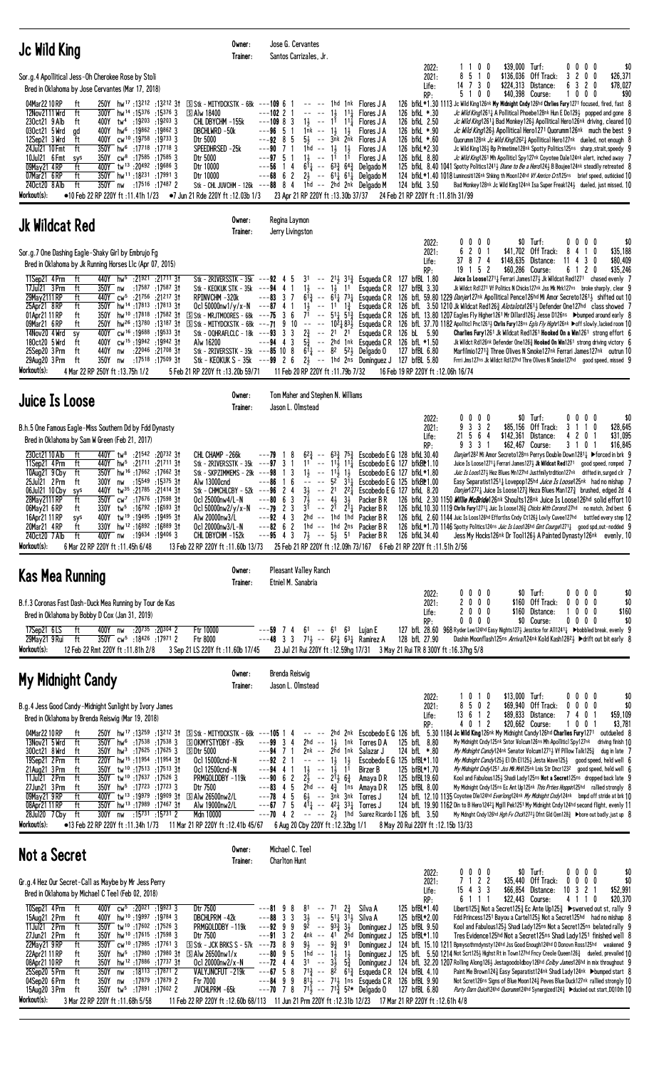## Jc Wild King

Owner: Jose G. Cervantes
Trainer: Santos Carrizales, Jr.

Sor.g.4 Apollitical Jess-Oh Cherokee Rose by Stoli
Bred in Oklahoma by Jose Cervantes (Mar 17, 2018)

| | | | | | | |
|---|---|---|---|---|---|---|
| 2022: | 1 1 0 0 | $39,000 | Turf: | 0 0 0 0 | $0 |
| 2021: | 8 5 1 0 | $136,036 | Off Track: | 3 2 0 0 | $26,371 |
| Life: | 14 7 3 0 | $224,313 | Distance: | 6 3 2 0 | $78,027 |
| RP: | 5 1 0 0 | $40,398 | Course: | 1 0 0 0 | $90 |

```
04Mar22 10RP  ft   250Y hw17 :13212 :13212 3† S Stk - MITYDCKSTK - 68k ---109 6 1   -- -- 1hd 1nk  Flores J A  126 bfkL*1.30 1113 Jc Wild King126nk My Midnight Cndy126hd Chrlies Fury1271 focused, fired, fast 8
12Nov21 11Wrd ft   300Y hw14 :15376 :15376 3  S Alw 18400          ---102 2 1   -- -- 1½ 11¼  Flores J A  126 bfkL *.30  Jc Wild King1261¼ A Pollitical Phoebe128nk Hun E Do129½ popped and gone 8
23Oct21 9Alb  ft   400Y tw4 :19203 :19203 3   CHL DBYCHM -155k     ---109 8 3   1½ -- 11 11¼  Flores J A  126 bfkL 2.50  Jc Wild King1261¼ Bad Monkey126½ Apollitical Hero126nk driving, cleared 10
03Oct21 5Wrd  gd   400Y hw6 :19862 :19862 3   DBCHLWRD -50k        ---96 5 1    1nk -- 1½ 1½  Flores J A  126 bfkL *.90  Jc Wild King126½ Apollitical Hero1271 Quorumm126nk much the best 9
12Sep21 3Wrd  ft   400Y cw10 :19758 :19733 3  Dtr 5000             ---92 8 5    5½ -- 3nk 2nk  Flores J A  126 bfkL *.60  Quorumm128nk Jc Wild King1262½ Apollitical Hero127nk dueled, not enough 8
24Jul21 10Fmt ft   350Y hw6 :17718 :17718 3   SPEEDHRSED -25k      ---90 7 1    1hd -- 1½ 1½  Flores J A  126 bfkL*2.30  Jc Wild King126½ Bp Primetime128nk Spotty Politics125ns sharp, strait, speedy 9
10Jul21 6Fmt  sys  350Y cw8 :17585 :17585 3   Dtr 5000             ---97 5 1    1½ -- 11 11  Flores J A  126 bfkL 8.80  Jc Wild King1261 Mh Apollitici Spy127nk Coyotee Dale124nk alert, inched away 7
09May21 4RP   ft   400Y tw13 :20492 :19686 3  Dtr 10000            ---56 1 4    6¾ -- 63¾ 64¾ Delgado M   125 bfkL 8.40 1041 Spotty Politics1241¼ Diane to Be a Hero124½ B Boujee124nk steadily retreated 8
07Mar21 6RP   ft   350Y hw11 :18231 :17991 3  Dtr 10000            ---68 6 2    2½ -- 61¼ 61¾ Delgado M   124 bfkL*1.40 1018 Luminosti126nk Shking th Moon124hd Vf Amrcn Crt125ns brief speed, outkicked 10
24Oct20 8Alb  ft   350Y nw :17516 :17487 2    Stk - CHL JUVCHM - 126k ---88 8 4 1hd -- 2hd 2nk Delgado M 124 bfkL 3.50 Bad Monkey128nk Jc Wild King124nk Isa Super Freak124½ dueled, just missed, 10
```

Workout(s): ●10 Feb 22 RP 220Y ft :11.41h 1/23 ●7 Jun 21 Rde 220Y ft :12.03b 1/3 23 Apr 21 RP 220Y ft :13.30b 37/37 24 Feb 21 RP 220Y ft :11.81h 31/99

## Jk Wildcat Red

Owner: Regina Laymon
Trainer: Jerry Livingston

Sor.g.7 One Dashing Eagle-Shaky Girl by Embrujo Fg
Bred in Oklahoma by Jk Running Horses Llc (Apr 07, 2015)

| | | | | | | |
|---|---|---|---|---|---|---|
| 2022: | 0 0 0 0 | $0 | Turf: | 0 0 0 0 | $0 |
| 2021: | 6 2 0 1 | $41,702 | Off Track: | 8 4 1 0 | $35,188 |
| Life: | 37 8 7 4 | $148,635 | Distance: | 11 4 3 0 | $80,409 |
| RP: | 19 1 5 2 | $60,286 | Course: | 6 1 2 0 | $35,246 |

```
11Sep21 4Prm  ft   440Y hw5 :21921 :21711 3†  Stk - 2RIVERSSTK - 35k ---92 4 5  31 -- 21½ 31¾  Esqueda C R  127 bfBL 1.80  Juice Is Loose1271¼ Ferrari James127½ Jk Wildcat Red1271 chased evenly 7
17Jul21 3Prm  ft   350Y nw :17587 :17587 3†   Stk - KEOKUK STK - 35k ---94 4 1 1½ -- 1½ 11  Esqueda C R 127 bfBL 3.30 Jk Wildct Rd1271 Vf Politics N Chicks127nk Jss Mk Mrk127ns broke sharply, clear 9
29May21 11RP  ft   440Y cw5 :21756 :21217 3†  RPINVCHM -320k       ---83 3 7  6¾ -- 61¾ 73¼  Esqueda C R  126 bfL 59.80 1229 Danjer127nk Apollitical Pence126hd Mi Amor Secreto1261½ shifted out 10
25Apr21 8RP   ft   350Y hw14 :17813 :17813 3† Stk - 2RIVERSSTK - 35k ---87 4 1  1½ -- 11 1¾  Esqueda C R  126 bfL 3.50 1210 Jk Wildcat Red126¾ Alotalota1261½ Defender One127hd class showed 7
01Apr21 11RP  ft   350Y hw10 :17818 :17582 3† S Stk - MRJTMOORES - 68k ---75 3 6 71 -- 51¼ 51¾ Esqueda C R 126 bfL 13.80 1207 Eagles Fly Higher1261 Mr Dillard126½ Jesse D126ns ▶bumped around early 8
09Mar21 6RP   ft   250Y hw26 :13780 :13187 3† S Stk - MITYDCKSTK - 68k ---71 9 10 -- -- 102½ 83½ Esqueda C R 126 bfL 37.70 1182 Apolltcl Pnc126½ Chrls Fury128ns Egls Fly Hghr126nk ▶off slowly, lacked room 10
14Nov20 4Wrd  sy   400Y cw16 :19688 :19533 3† Stk - OQHRAFCLC - 18k ---93 3 3 2¾ -- 21 21 Esqueda C R 126 bL 5.90 Charlies Fury1261 Jk Wildcat Red1261 Hooked On a Win1261 strong effort 6
18Oct20 5Wrd  ft   400Y cw15 :19942 :19942 3†  Alw 16200            ---94 4 3  5½ -- 2hd 1nk  Esqueda C R  126 bfL *1.50  Jk Wildct Rd126nk Defender One126½ Hooked On Win1261 strong driving victory 6
25Sep20 3Prm  ft   440Y nw :22046 :21708 3†   Stk - 2RIVERSSTK - 35k ---85 10 8 6¾ -- 82 52½ Delgado O 127 bfBL 6.80 Marflimio1271½ Three Olives N Smoke127nk Ferrari James127nk outrun 10
29Aug20 3Prm  ft   350Y nw :17518 :17509 3†   Stk - KEOKUK S - 35k ---99 2 6 2½ -- 1hd 2ns Dominguez J 127 bfBL 5.80 Frrri Jms127ns Jk Wildct Rd127hd Thre Olives N Smoke127hd good speed, missed 9
```

Workout(s): 4 Mar 22 RP 250Y ft :13.75h 1/2 5 Feb 21 RP 220Y ft :13.20b 59/71 11 Feb 20 RP 220Y ft :11.79b 7/32 16 Feb 19 RP 220Y ft :12.06h 16/74

## Juice Is Loose

Owner: Tom Maher and Stephen N. Williams
Trainer: Jason L. Olmstead

B.h.5 One Famous Eagle-Miss Southern Dd by Fdd Dynasty
Bred in Oklahoma by Sam W Green (Feb 21, 2017)

| | | | | | | |
|---|---|---|---|---|---|---|
| 2022: | 0 0 0 0 | $0 | Turf: | 0 0 0 0 | $0 |
| 2021: | 9 3 3 2 | $85,156 | Off Track: | 3 1 1 0 | $28,645 |
| Life: | 21 5 6 4 | $142,361 | Distance: | 4 2 0 1 | $31,095 |
| RP: | 9 3 3 1 | $62,467 | Course: | 3 1 0 1 | $16,845 |

```
23Oct21 10Alb ft   440Y hw8 :21542 :20732 3†  CHL CHAMP -266k      ---79 1 8  6²¾ -- 63¾ 75¾  Escobedo E G 128 bfkL 30.40  Danjer1282 Mi Amor Secreto128ns Perrys Double Down1281¼ ▶forced in brk 9
11Sep21 4Prm  ft   440Y hw5 :21711 :21711 3†  Stk - 2RIVERSSTK - 35k ---97 3 1 11 -- 11½ 11¼ Escobedo E G 127 bfkBL*1.10 Juice Is Loose1271¼ Ferrari James127½ Jk Wildcat Red1271 good speed, romped 7
10Aug21 9Cby  ft   350Y hw16 :17662 :17662 3† Stk - SKPZIMMEMS - 29k ---98 1 3 1½ -- 11½ 1½ Escobedo E G 127 bfkL*1.80 Juic Is Loos127½ Hez Blues Mn127hd Justfnllytrdtion127nk drifted in, surged clr 7
25Jul21 2Prm  ft   300Y nw :15549 :15375 3†   Alw 13000cnd         ---86 1 6    -- -- 52 31¾  Escobedo E G 125 bfkBL 1.00  Easy Separatist1251½ Lovepop125hd Juice Is Loose125nk had no mishap 7
06Jul21 10Cby sys  440Y tw35 :21785 :21414 3† Stk - CHMCHLCBY - 52k ---96 2 4 3½ -- 21 2²¼ Escobedo E G 127 bfkL 8.20 Danjer127²¼ Juice Is Loose127¾ Heza Blues Man127¾ brushed, edged 2d 4
28May21 11RP  ft   350Y cw7 :17676 :17598 3†  Ocl 25000nw4/L-N     ---80 6 3  7½ -- 4½ 3½  Packer B R   126 bfkL 2.30 1150 Millie McBride126nk Shoults128nk Juice Is Loose126hd solid effort 10
06May21 6RP   ft   330Y tw5 :16792 :16593 3†  Ocl 50000nw2/y-N     ---79 2 3  31 -- 21 21¼  Packer B R   126 bfkL 10.30 1119 Chrls Fury1271¼ Juic Is Loose126½ Chicks With Corona127hd no match, 2nd best 6
16Apr21 11RP  sys  400Y tw19 :19495 :19495 3† Alw 20000nw3/L        ---92 4 3  2hd -- 1hd 1hd  Packer B R   126 bfkL 2.60 1144 Juic Is Loos126hd Effortlss Cndy Ct126½ Lovly Cuvee127hd battled every step 12
20Mar21 4RP   ft   330Y hw12 :16892 :16889 3† Ocl 20000nw3/L-N     ---82 6 2  1hd -- 1hd 2ns  Packer B R   126 bfkL*1.70 1146 Spotty Politics124ns Juic Is Loos126hd Gint Courge1271¼ good spd,out-nodded 9
24Oct20 7Alb  ft   400Y nw :19634 :19406 3    CHL DBYCHM -152k     ---95 4 3  7½ -- 5½ 51  Packer B R   126 bfkL 34.40  Jess My Hocks126nk Dr Tool126½ A Painted Dynasty126nk evenly, 10
```

Workout(s): 6 Mar 22 RP 220Y ft :11.45h 6/48 13 Feb 22 RP 220Y ft :11.60b 13/73 25 Feb 21 RP 220Y ft :12.09h 73/167 6 Feb 21 RP 220Y ft :11.51h 2/56

## Kas Mea Running

Owner: Pleasant Valley Ranch
Trainer: Etniel M. Sanabria

B.f.3 Coronas Fast Dash-Duck Mea Running by Tour de Kas
Bred in Oklahoma by Bobby D Cox (Jan 31, 2019)

| | | | | | | |
|---|---|---|---|---|---|---|
| 2022: | 0 0 0 0 | $0 | Turf: | 0 0 0 0 | $0 |
| 2021: | 2 0 0 0 | $160 | Off Track: | 0 0 0 0 | $0 |
| Life: | 2 0 0 0 | $160 | Distance: | 1 0 0 0 | $160 |
| RP: | 0 0 0 0 | $0 | Course: | 0 0 0 0 | $0 |

```
17Sep21 6LS   ft   400Y nw :20735 :20304 2    Ftr 10000            ---59 7 4    61 -- 61 63  Lujan E      127 bfL 28.60 968 Ryder Lee124hd Easy Nights127½ Jesstice for All1241½ ▶bobbled break, evenly 9
29May21 9Rui  ft   350Y cw5 :18426 :17912 2    Ftr 8000             ---48 3 3    7½ -- 6²¼ 6³¾ Ramirez A   128 bfL 27.90  Dashin Moonflash125ns Arriva124nk Kold Kash1262½ ▶drift out bit early 8
```

Workout(s): 12 Feb 22 Rmt 220Y ft :11.81h 2/8 3 Sep 21 LS 220Y ft :11.60b 17/45 23 Jul 21 Rui 220Y ft :12.59hg 17/31 3 May 21 Rui TR 8 300Y ft :16.37hg 5/8

## My Midnight Candy

Owner: Brenda Reiswig
Trainer: Jason L. Olmstead

B.g.4 Jess Good Candy-Midnight Sunlight by Ivory James
Bred in Oklahoma by Brenda Reiswig (Mar 19, 2018)

| | | | | | | |
|---|---|---|---|---|---|---|
| 2022: | 1 0 1 0 | $13,000 | Turf: | 0 0 0 0 | $0 |
| 2021: | 8 5 0 2 | $69,940 | Off Track: | 0 0 0 0 | $0 |
| Life: | 13 6 1 2 | $89,833 | Distance: | 7 4 0 1 | $59,109 |
| RP: | 4 0 1 2 | $20,662 | Course: | 1 0 0 1 | $3,781 |

```
04Mar22 10RP  ft   250Y hw17 :13259 :13212 3† S Stk - MITYDCKSTK - 68k ---105 1 4   -- -- 2hd 2nk  Escobedo E G 126 bfL 5.30 1184 Jc Wild King126nk My Midnight Candy126hd Charlies Fury1271 outdueled 8
13Nov21 5Wrd  ft   350Y hw6 :17538 :17538 3   S OKMYSTYDBY -85k    ---99 3 4    2hd -- 1½ 1nk  Torres D A   125 bfL 8.80  My Midnight Cndy125nk Sntor Volcan126ns Mh Apollitici Spy127nk driving finish 10
30Oct21 8Wrd  ft   350Y hw3 :17625 :17625 3   S Dtr 5000           ---94 7 1    2nk -- 2hd 1nk  Salazar J    124 bfL *.80  My Midnight Candy124nk Senator Volcum1271¼ Vf Pillow Talk125½ dug in late 7
19Sep21 2Prm  ft   220Y hw15 :11954 :11954 3†  Ocl 15000cnd-N       ---92 2 1    -- -- 1½ 1½  Escobedo E G 125 bfBL*1.10  My Midnight Candy125½ El Oh El125½ Jesta Wave125½ good speed, held well 6
21Aug21 3Prm  ft   350Y tw10 :17513 :17513 3†  Ocl 12500cnd-N       ---94 4 1    1½ -- 1½ 11  Birzer B     125 bfBL*1.70  My Midnight Cndy1251 Jss Mk Mrk125nk Lnis Str Dncr1232 good speed, held well 6
11Jul21 2Prm  ft   350Y tw10 :17637 :17526 3†  PRMGOLDDBY -119k     ---90 6 2    2½ -- 21½ 6¾  Amaya D R    125 bfBL19.60  Kool and Fabulous125½ Shadi Lady125nk Not a Secret125ns dropped back late 9
27Jun21 3Prm  ft   350Y hw5 :17723 :17723 3    Dtr 7500             ---83 4 5    2hd -- 4½ 1ns  Amaya D R    125 bfBL 8.00  My Midnight Cndy125ns Ec Act Up125nk This Prties Hoppin125hd rallied strongly 8
09May21 9RP   ft   400Y tw13 :19979 :19909 3† S Alw 26500nw2/L     ---78 4 5    6½ -- 3nk 3nk  Torres J     124 bfL 12.10 1135 Coyotee Dle124hd Everlong124nk My Midnight Cndy124nk bmpd off stride at brk 10
08Apr21 11RP  ft   350Y hw13 :17989 :17467 3†  Alw 19000nw2/L       ---67 7 5    4¹¼ -- 42¼ 33¼  Torres J     124 bfL 19.90 1162 Din to B Hero124²¼ Mgill Pek1251 My Midnight Cndy124hd second flight, evenly 11
28Jul20 7Cby  ft   300Y nw :15731 :15731 2    Mdn 10000            ---70 4 2    -- -- 2½ 1hd  Suarez Ricardo I 126 bfL 3.50 My Mdnght Cndy126hd Hgh Fv Chck127²¼ Dfnt Gld Qen128½ ▶bore out badly, just up 8
```

Workout(s): ●13 Feb 22 RP 220Y ft :11.34h 1/73 11 Mar 21 RP 220Y ft :12.41b 45/67 6 Aug 20 Cby 220Y ft :12.32bg 1/1 8 May 20 Rui 220Y ft :12.15b 13/33

## Not a Secret

Owner: Michael C. Teel
Trainer: Charlton Hunt

Gr.g.4 Hez Our Secret-Call as Maybe by Mr Jess Perry
Bred in Oklahoma by Michael C Teel (Feb 02, 2018)

| | | | | | | |
|---|---|---|---|---|---|---|
| 2022: | 0 0 0 0 | $0 | Turf: | 0 0 0 0 | $0 |
| 2021: | 7 1 2 2 | $35,440 | Off Track: | 0 0 0 0 | $0 |
| Life: | 15 4 3 3 | $66,854 | Distance: | 10 3 2 1 | $52,991 |
| RP: | 6 1 1 1 | $22,443 | Course: | 4 1 1 0 | $20,370 |

```
10Sep21 4Prm  ft   400Y cw5 :20021 :19923 3    Dtr 7500             ---81 9 8    81 -- 71 2¾  Silva A      125 bfBL*1.40  Liberti125¾ Not a Secret125½ Ec Ante Up125½ ▶swerved out st, rally 9
15Aug21 2Prm  ft   400Y hw10 :19997 :19784 3    DBCHLPRM -42k        ---88 3 3    3½ -- 51¼ 31¼  Silva A      125 bfBL*2.00  Fdd Princess1251 Bayou a Cartel125½ Not a Secret125hd had no mishap 8
11Jul21 2Prm  ft   350Y tw10 :17602 :17526 3    PRMGOLDDBY -119k     ---92 9 9    92 -- 93¾ 3½  Dominguez J  125 bfBL 9.50  Kool and Fabulous125½ Shadi Lady125nk Not a Secret125ns belated rally 9
27Jun21 2Prm  ft   350Y hw10 :17615 :17598 3    Dtr 7500             ---91 3 2    4nk -- 41 2hd  Dominguez J  125 bfBL*1.10  Tres Evidence125hd Not a Secret125ns Shadi Lady1251 finished well 8
22May21 9RP   ft   350Y cw10 :17985 :17761 3  S Stk - JCK BRKS S - 57k ---73 8 9 9½ -- 9¾ 91 Dominguez J 124 bfL 15.10 1211 Bpmysothrdynsty124hd Jss Good Enough124hd D Donovn Ross125hd weakened 9
22Apr21 11RP  ft   350Y hw5 :17980 :17980 3† S Alw 26500nw1/x    ---80 9 5    1hd -- 1½ 1½  Dominguez J  125 bfL 5.50 1214 Not Scrt125½ Highst Rt in Town127hd Fncy Creole Queen126½ dueled, prevailed 10
08Apr21 10RP  ft   350Y hw12 :17886 :17737 3†  Ocl 20000nw2/x-N     ---72 4 4    31 -- 3½ 5¾  Dominguez J  124 bfL 32.20 1207 Rolling Along126½ Jestagoodoldboy126hd Colby James126hd in mix throughout 9
25Sep20 5Prm  ft   350Y nw :18113 :17871 2    VALYJNCFUT -219k     ---67 5 8    71¾ -- 82 61¾  Esqueda C R  124 bfL 4.10  Paint Me Brown124½ Easy Separatist124nk Shadi Lady124nk ▶bumped start 8
04Sep20 6Prm  ft   350Y nw :17879 :17879 2    Ftr 7000             ---84 9 9    81¾ -- 71¾ 1ns  Esqueda C R  126 bfBL 9.90  Not Secrt126ns Signs of Blue Moon124½ Peves Blue Duck127nk rallied strongly 10
15Aug20 3Prm  ft   350Y tw5 :17891 :17602 2    JVCHLPRM -65k        ---70 7 8    7½ -- 7½ 52*  Delgado O    127 bfBL 6.70  Purty Darn Quick124hd Quorumm124hd Synergized124¾ ▶ducked out start, DQ10th 10
```

Workout(s): 3 Mar 22 RP 220Y ft :11.68h 5/58 11 Feb 22 RP 220Y ft :12.60b 68/113 11 Jun 21 Prm 220Y ft :12.31b 12/23 17 Mar 21 RP 220Y ft :12.61h 4/8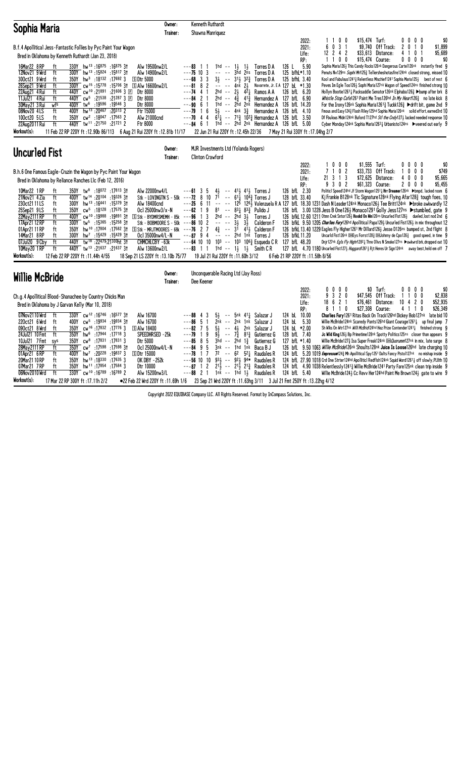## Sophia Maria

Owner: Kenneth Ruthardt
Trainer: Shawna Manriquez

B.f.4 Apollitical Jess-Fantastic Follies by Pyc Paint Your Wagon
Bred in Oklahoma by Kenneth Ruthardt (Jan 23, 2018)

| | | | | | |
|---|---|---|---|---|---|
| 2022: | 1 1 0 0 | $15,474 | Turf: | 0 0 0 0 | $0 |
| 2021: | 6 0 3 1 | $9,740 | Off Track: | 2 0 1 0 | $1,899 |
| Life: | 12 2 4 2 | $33,613 | Distance: | 4 1 0 1 | $5,689 |
| RP: | 1 1 0 0 | $15,474 | Course: | 0 0 0 0 | $0 |

| | | | | | | | | | | | | | | | |
|---|---|---|---|---|---|---|---|---|---|---|---|---|---|---|---|
| 16Mar22 8RP | ft | 330Y | hw13 :16875 :16875 3↑ | Alw 19500nw2/L | ---83 1 1 | 1hd -- 1½ 1½ | Torres D A | 126 L | 5.90 | Sophia Maria126½ This Candy Rocks126nk Dangerous Cartel126nk instantly fired 9 |
| 12Nov21 9Wrd | ft | 300Y | hw13 :15824 :15817 3↑ | Alw 14900nw2/L | ---75 10 3 | -- -- 3hd 2ns | Torres D A | 125 bfhL*1.10 | Penuts Nv129ns Sophi Mri125½ Tellersheshotasfire124nk closed strong, missed 10 |
| 30Oct21 9Wrd | ft | 350Y | hw3 :18132 :17692 3 | Ⓢ Dtr 5000 | ---68 3 3 | 3½ -- 31½ 32¾ | Torres D A | 125 bfhL 3.40 | Kool and Fabulous1241¾ Relentless Mischief1241 Sophia Maria125½ best of rest 6 |
| 26Sep21 9Wrd | ft | 300Y | cw15 :15778 :15706 3↑ | Ⓢ Alw 16600nw2/L | ---81 8 2 | -- -- 4nk 2½ | Navarrete, Jr. E A 127 | bL *1.30 | Peves Im Egle Too126½ Sophi Maria127nk Wagon of Speed124ns finished strong 10 |
| 22Aug21 4Rui | ft | 440Y | cw10 :21891 :21606 3 Ⓕ | Dtr 8000 | ---74 4 1 | 2hd -- 2½ 42¼ | Ramos A A | 126 bfL 6.20 | Hollyn Bootie1261¼ Packsaddle Senator126nk Elphaba126¾ ▶bump after brk 8 |
| 11Jul21 4Rui | ft | 440Y | cw5 :21538 :21287 3 Ⓕ | Dtr 8000 | ---84 2 1 | 2hd -- 4¾ 41¾ | Hernandez A | 127 bfL 6.90 | Whistle Stop Cafe1261 Paint Me Tres126hd In My Heart126½ no late kick 8 |
| 30May21 3Rui | wfs | 400Y | tw6 :19596 :19546 3 | Dtr 8000 | ---90 6 1 | 1hd -- 2hd 2nk | Hernandez A | 126 bfL 14.20 | For the Irony126nk Sophia Maria1261¾ Tuckk126¾ ▶drift bit, game 2nd 9 |
| 08Nov20 4LS | ft | 400Y | hw13 :20467 :20313 2 | Ftr 15000 | ---79 1 6 | 5½ -- 4nk 3¾ | Hernandez A | 126 bfL 4.10 | Fmous and Easy124¾ Flash Riley125hd Sophia Maria126nk solid effort, earned3rd 10 |
| 10Oct20 5LS | ft | 350Y | cw2 :18047 :17563 2 | Alw 21000cnd | ---70 4 4 | 6¹¼ -- 71¾ 102¾ | Hernandez A | 126 bfL 3.50 | Df Fbulous Midn124nk Buford T127hd Stl the Cndy127½ lacked needed response 10 |
| 22Aug20 11Rui | ft | 440Y | tw11 :21750 :21721 2 | Ftr 8000 | ---84 6 1 | 1hd -- 2hd 2nk | Hernandez A | 126 bfL 5.00 | Cyber Monday124nk Sophia Maria1263¼ Urbanisto124ns ▶veered out early 9 |

Workout(s): 11 Feb 22 RP 220Y ft :12.90b 86/113 6 Aug 21 Rui 220Y ft :12.81b 11/17 22 Jun 21 Rui 220Y ft :12.45h 22/36 7 May 21 Rui 330Y ft :17.04hg 2/7

## Uncurled Fist

Owner: MJR Investments Ltd (Yolanda Rogers)
Trainer: Clinton Crawford

B.h.6 One Famous Eagle-Cruzin the Wagon by Pyc Paint Your Wagon
Bred in Oklahoma by Reliance Ranches Llc (Feb 12, 2016)

| | | | | | |
|---|---|---|---|---|---|
| 2022: | 1 0 0 0 | $1,555 | Turf: | 0 0 0 0 | $0 |
| 2021: | 7 1 0 2 | $33,733 | Off Track: | 1 0 0 0 | $749 |
| Life: | 21 3 1 3 | $72,625 | Distance: | 4 0 0 0 | $5,665 |
| RP: | 9 3 0 2 | $61,323 | Course: | 2 0 0 0 | $5,455 |

| | | | | | | | | | | | |
|---|---|---|---|---|---|---|---|---|---|---|---|
| 10Mar22 1RP | ft | 350Y | tw8 :18072 :17813 3↑ | Alw 22000nw4/L | ---61 3 5 | 4½ -- 41½ 41½ | Torres J | 126 bfL 2.30 | Politicl Speed124hd Jf Storm Wagon1251¼ Hrr Dreamer126nk ▶bmpd, lacked room 6 |
| 21Nov21 4Zia | ft | 400Y | tw14 :20104 :19326 3↑ | Stk - LOVINGTN S - 50k | ---72 8 10 | 7¹ -- 6¹½ 104¾ | Torres J | 128 bfL 33.40 | Kj Frankie B128nk Tlc Signature128nk Flying Afar128¾ tough foes, 10 |
| 23Oct21 11LS | ft | 300Y | hw13 :16441 :15379 3↑ | Alw 18400cnd | ---25 6 11 | -- -- 12⁵ 126½ | Valenzuela R A 127 | bfL 18.30 | 1231 Dash N Leader124nk Monaco126½ Tee Britt124nk ▶broke awkwardly 12 |
| 25Sep21 9LS | ft | 350Y | cw5 :18128 :17575 3↑ | Ocl 25000nw3/x-N | ---62 1 9 | 8¹ -- 83½ 83¾ | Pulido J | 126 bfL | 3.00 1228 Jess B One126½ Monaco1291 Golly Jess127ns ▶stumbled, gate 9 |
| 22May2111RP | ft | 400Y | cw10 :19988 :19891 3↑ | Ⓢ Stk - BYDMRSMEMH - 85k | ---96 1 3 | 2hd -- 2hd 3½ | Torres J | 126 bfL 12.60 1211 Otmn Crek Sntor126½ Hookd On Wn126ns Uncurled Fist126½ dueled, lost nod 2nd 6 |
| 17Apr21 12RP | ft | 300Y | tw5 :15365 :15258 3↑ | Stk - BOBMOORE S - 50k | ---86 10 2 | -- -- 3½ 3½ | Calderon F | 126 bfL 9.50 1205 Charles Fury126hd Apollitical Papa129½ Uncurled Fist126½ in mix throughout 12 |
| 01Apr21 11RP | ft | 350Y | hw10 :17804 :17582 3↑ | Ⓢ Stk - MRJTMOORES - 68k | ---76 2 7 | 4¾ -- 3¹ 41½ | Calderon F | 126 bfL 13.40 1229 Eagles Fly Higher1261 Mr Dillard126½ Jesse D126ns bumped st, 2nd flight 8 |
| 14Mar21 8RP | ft | 300Y | hw7 :15429 :15429 3↑ | Ocl 35000nw4/L-N | ---87 9 4 | -- -- 2hd 1nk | Torres J | 126 bfL 11.20 | Uncurld Fist126nk ⒹⒽEys Forrst128½ ⒹⒽJohnny de Cpo126¾ good speed, in time 9 |
| 07Jul20 9Cby | ft | 440Y | tw18 :22479 :21300hft 3↑ | CHMCHLCBY - 63k | ---64 10 10 | 10³ -- 10³ 106¾ | Esqueda C R | 127 bfL 48.20 | Dnjr127nk Egls Fly Hghr1282½ Thre Olivs N Smoke127ns ▶awkwrd brk, dropped out 10 |
| 10May20 1RP | ft | 440Y | tw13 :21637 :21637 3↑ | Alw 13600nw2/L | ---83 1 1 | 1hd -- 1½ 1½ | Smith C R | 127 bfL 4.70 1180 Uncurled Fist127½ Haggard1261½ Rjt Heres Ur Sign124nk away best, held em off 7 |

Workout(s): 12 Feb 22 RP 220Y ft :11.44h 4/55 18 Sep 21 LS 220Y ft :13.10b 75/77 19 Jul 21 Rui 220Y ft :11.60h 3/12 6 Feb 21 RP 220Y ft :11.58h 8/56

## Willie McBride

Owner: Unconquerable Racing Ltd (Jay Ross)
Trainer: Dee Keener

Ch.g.4 Apollitical Blood-Shanachee by Country Chicks Man
Bred in Oklahoma by J Garvan Kelly (Mar 10, 2018)

| | | | | | |
|---|---|---|---|---|---|
| 2022: | 0 0 0 0 | $0 | Turf: | 0 0 0 0 | $0 |
| 2021: | 9 3 2 0 | $47,545 | Off Track: | 1 1 0 0 | $2,838 |
| Life: | 18 6 2 1 | $76,461 | Distance: | 10 4 2 0 | $52,935 |
| RP: | 8 1 1 0 | $27,308 | Course: | 4 1 1 0 | $26,349 |

| | | | | | | | | | | | |
|---|---|---|---|---|---|---|---|---|---|---|---|
| 07Nov21 10Wrd | ft | 330Y | cw12 :16746 :16577 3↑ | Alw 16700 | ---88 4 3 | 5½ -- 5nk 41¾ | Salazar J | 124 bL 10.00 | Charles Fury1261 Ritas Back On Track126hd Dickey Bob127nk late bid 10 |
| 22Oct21 6Wrd | ft | 400Y | cw5 :19934 :19934 3↑ | Alw 16700 | ---86 5 1 | 2nk -- 2nk 1nk | Salazar J | 124 bL 5.30 | Willie McBride124nk Scaredy Pants126hd Giant Courage1261½ up final jump 7 |
| 09Oct21 8Wrd | ft | 350Y | cw16 :17832 :17776 3 | Ⓢ Alw 18400 | ---82 7 5 | 5½ -- 4½ 2nk | Salazar J | 124 bL *2.00 | Sh Wlks On Wtr127nk Will McBrid124hd Hez Prize Contender1241¼ finished strong 9 |
| 24Jul21 10Fmt | ft | 350Y | hw6 :17944 :17718 3 | SPEEDHRSED - 25k | ---79 1 9 | 9½ -- 7¾ 81¾ | Gutierrez G | 128 bfL 7.40 | Jc Wild King126½ Bp Primetime128nk Spotty Politics125ns closer than appears 9 |
| 10Jul21 7Fmt | sys | 350Y | cw8 :17831 :17831 3 | Dtr 5000 | ---85 8 5 | 3hd -- 2hd 1¾ | Gutierrez G | 127 bfL *1.40 | Willie McBride127¾ Isa Super Freak124nk ⒹⒽQuorumm127nk in mix, late surge 8 |
| 28May21 11RP | ft | 350Y | cw7 :17598 :17598 3↑ | Ocl 25000nw4/L-N | ---84 9 5 | 3nk -- 1hd 1nk | Baca B J | 126 bfL 9.50 1063 Willie McBride126nk Shoults128nk Juice Is Loose126hd late charging 10 |
| 01Apr21 6RP | ft | 400Y | hw7 :20228 :19837 3 | Ⓢ Dtr 15000 | ---78 1 7 | 7² -- 6² 52¼ | Raudales R | 124 bfL 5.20 1019 Empressum124¾ Mh Apollitical Spy1251 Dalts Fancy Pistol127nk no mishap inside 9 |
| 20Mar21 10RP | ft | 350Y | hw13 :18330 :17635 3 | OK DBY - 252k | ---56 10 10 | 93½ -- 92½ 94* | Raudales R | 124 bfL 27.90 1018 Crd One Strter124hd Apollitic| Redflsh124nk Squid Word1261¼ off slowly, PL8th 10 |
| 07Mar21 7RP | ft | 350Y | hw11 :17854 :17584 3 | Dtr 10000 | ---87 1 2 | 21½ -- 21½ 21¾ | Raudales R | 124 bfL 4.90 1038 Relentlessly1241¾ Willie McBride1241 Party Fare125nk clean trip inside 9 |
| 06Nov20 10Wrd | ft | 330Y | cw10 :16789 :16789 2 | Alw 15200nw3/L | ---88 2 1 | 1nk -- 1hd 1½ | Raudales R | 124 bfL 5.40 | Willie McBride124½ Cc Revv Her124hd Paint Me Brown124½ gate to wire 9 |

Workout(s): 17 Mar 22 RP 300Y ft :17.11h 2/2 ●22 Feb 22 Wrd 220Y ft :11.69h 1/6 23 Sep 21 Wrd 220Y ft :11.63hg 3/11 3 Jul 21 Fmt 250Y ft :13.22hg 4/12

Copyright 2022 EQUIBASE Company LLC. All Rights Reserved. Format by InCompass Solutions, Inc.